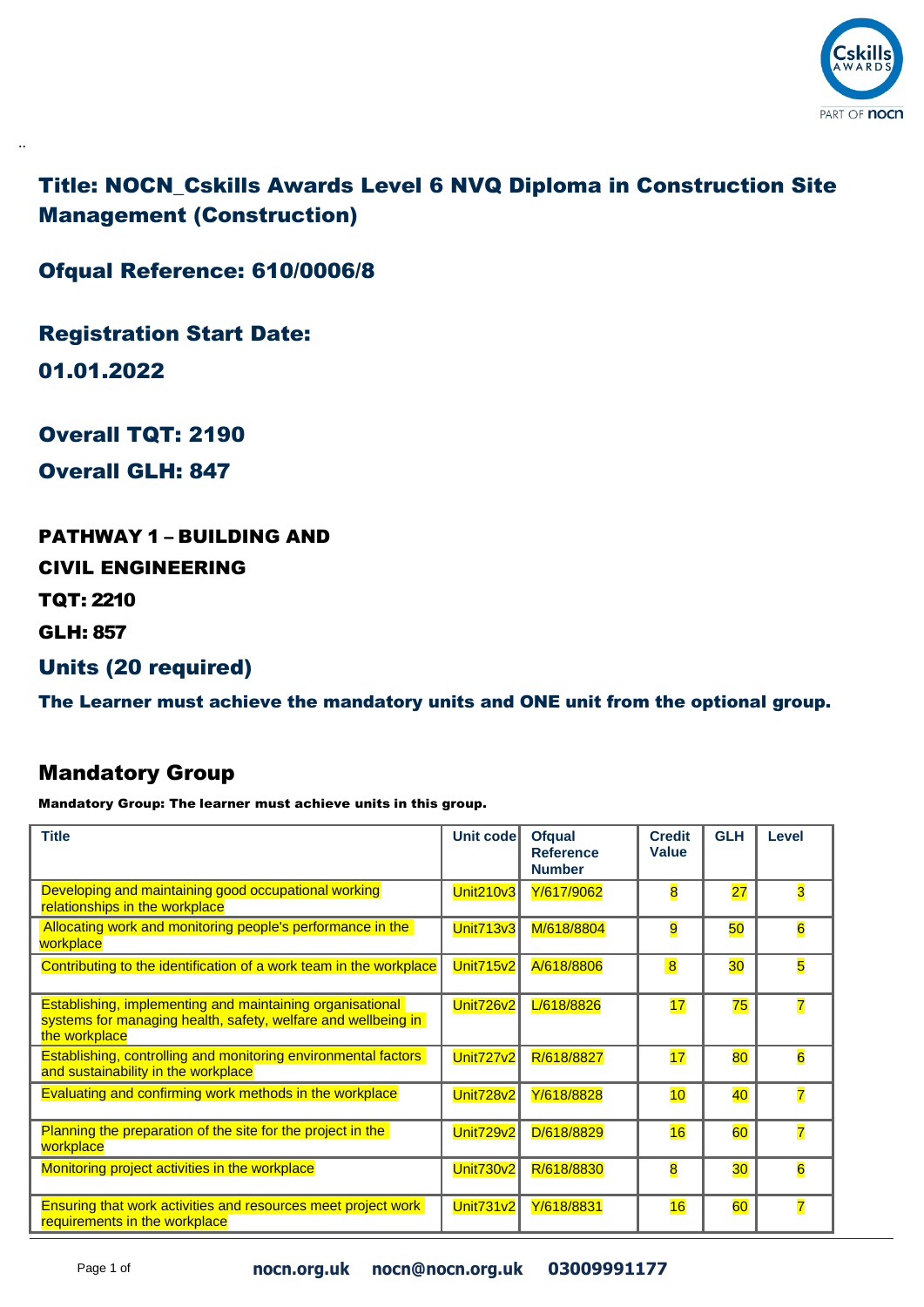# Title: NOCN_Cskills Awards Level 6 NVQ Diploma in Construction Site Management (Construction)

## Ofqual Reference: 610/0006/8

## Registration Start Date:

## 01.01.2022

## Overall TQT: 2190

## Overall GLH: 847

### PATHWAY 1 – BUILDING AND CIVIL ENGINEERING

### TQT: 2210

### GLH: 857

## Units (20 required)

**The Learner must achieve the mandatory units and ONE unit from the optional group.**

## Mandatory Group

**Mandatory Group: The learner must achieve units in this group.**

| Title | Unit code | Ofqual Reference Number | Credit Value | GLH | Level |
|---|---|---|---|---|---|
| Developing and maintaining good occupational working relationships in the workplace | Unit210v3 | Y/617/9062 | 8 | 27 | 3 |
| Allocating work and monitoring people's performance in the workplace | Unit713v3 | M/618/8804 | 9 | 50 | 6 |
| Contributing to the identification of a work team in the workplace | Unit715v2 | A/618/8806 | 8 | 30 | 5 |
| Establishing, implementing and maintaining organisational systems for managing health, safety, welfare and wellbeing in the workplace | Unit726v2 | L/618/8826 | 17 | 75 | 7 |
| Establishing, controlling and monitoring environmental factors and sustainability in the workplace | Unit727v2 | R/618/8827 | 17 | 80 | 6 |
| Evaluating and confirming work methods in the workplace | Unit728v2 | Y/618/8828 | 10 | 40 | 7 |
| Planning the preparation of the site for the project in the workplace | Unit729v2 | D/618/8829 | 16 | 60 | 7 |
| Monitoring project activities in the workplace | Unit730v2 | R/618/8830 | 8 | 30 | 6 |
| Ensuring that work activities and resources meet project work requirements in the workplace | Unit731v2 | Y/618/8831 | 16 | 60 | 7 |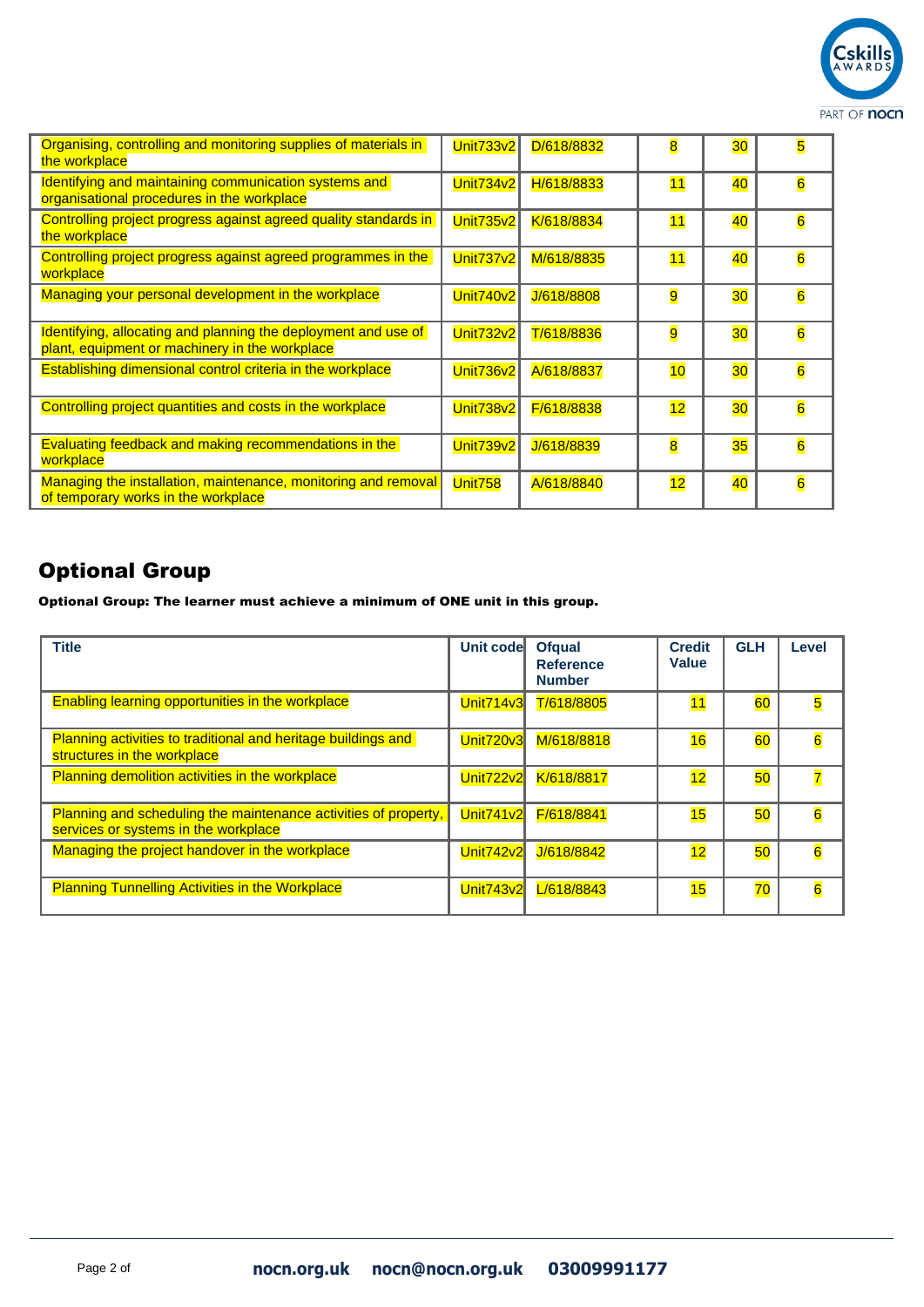| | | | | | |
|---|---|---|---|---|---|
| Organising, controlling and monitoring supplies of materials in the workplace | Unit733v2 | D/618/8832 | 8 | 30 | 5 |
| Identifying and maintaining communication systems and organisational procedures in the workplace | Unit734v2 | H/618/8833 | 11 | 40 | 6 |
| Controlling project progress against agreed quality standards in the workplace | Unit735v2 | K/618/8834 | 11 | 40 | 6 |
| Controlling project progress against agreed programmes in the workplace | Unit737v2 | M/618/8835 | 11 | 40 | 6 |
| Managing your personal development in the workplace | Unit740v2 | J/618/8808 | 9 | 30 | 6 |
| Identifying, allocating and planning the deployment and use of plant, equipment or machinery in the workplace | Unit732v2 | T/618/8836 | 9 | 30 | 6 |
| Establishing dimensional control criteria in the workplace | Unit736v2 | A/618/8837 | 10 | 30 | 6 |
| Controlling project quantities and costs in the workplace | Unit738v2 | F/618/8838 | 12 | 30 | 6 |
| Evaluating feedback and making recommendations in the workplace | Unit739v2 | J/618/8839 | 8 | 35 | 6 |
| Managing the installation, maintenance, monitoring and removal of temporary works in the workplace | Unit758 | A/618/8840 | 12 | 40 | 6 |

## Optional Group

**Optional Group: The learner must achieve a minimum of ONE unit in this group.**

| Title | Unit code | Ofqual Reference Number | Credit Value | GLH | Level |
|---|---|---|---|---|---|
| Enabling learning opportunities in the workplace | Unit714v3 | T/618/8805 | 11 | 60 | 5 |
| Planning activities to traditional and heritage buildings and structures in the workplace | Unit720v3 | M/618/8818 | 16 | 60 | 6 |
| Planning demolition activities in the workplace | Unit722v2 | K/618/8817 | 12 | 50 | 7 |
| Planning and scheduling the maintenance activities of property, services or systems in the workplace | Unit741v2 | F/618/8841 | 15 | 50 | 6 |
| Managing the project handover in the workplace | Unit742v2 | J/618/8842 | 12 | 50 | 6 |
| Planning Tunnelling Activities in the Workplace | Unit743v2 | L/618/8843 | 15 | 70 | 6 |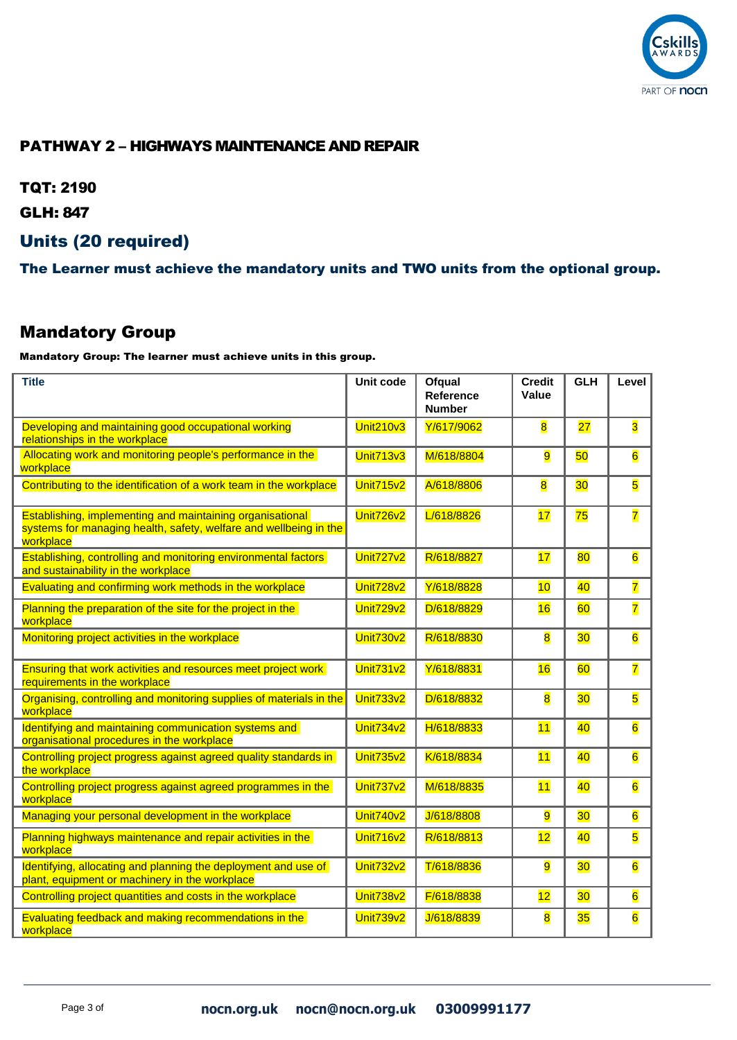## PATHWAY 2 – HIGHWAYS MAINTENANCE AND REPAIR

**TQT: 2190**

**GLH: 847**

## Units (20 required)

**The Learner must achieve the mandatory units and TWO units from the optional group.**

## Mandatory Group

**Mandatory Group: The learner must achieve units in this group.**

| Title | Unit code | Ofqual Reference Number | Credit Value | GLH | Level |
|---|---|---|---|---|---|
| Developing and maintaining good occupational working relationships in the workplace | Unit210v3 | Y/617/9062 | 8 | 27 | 3 |
| Allocating work and monitoring people's performance in the workplace | Unit713v3 | M/618/8804 | 9 | 50 | 6 |
| Contributing to the identification of a work team in the workplace | Unit715v2 | A/618/8806 | 8 | 30 | 5 |
| Establishing, implementing and maintaining organisational systems for managing health, safety, welfare and wellbeing in the workplace | Unit726v2 | L/618/8826 | 17 | 75 | 7 |
| Establishing, controlling and monitoring environmental factors and sustainability in the workplace | Unit727v2 | R/618/8827 | 17 | 80 | 6 |
| Evaluating and confirming work methods in the workplace | Unit728v2 | Y/618/8828 | 10 | 40 | 7 |
| Planning the preparation of the site for the project in the workplace | Unit729v2 | D/618/8829 | 16 | 60 | 7 |
| Monitoring project activities in the workplace | Unit730v2 | R/618/8830 | 8 | 30 | 6 |
| Ensuring that work activities and resources meet project work requirements in the workplace | Unit731v2 | Y/618/8831 | 16 | 60 | 7 |
| Organising, controlling and monitoring supplies of materials in the workplace | Unit733v2 | D/618/8832 | 8 | 30 | 5 |
| Identifying and maintaining communication systems and organisational procedures in the workplace | Unit734v2 | H/618/8833 | 11 | 40 | 6 |
| Controlling project progress against agreed quality standards in the workplace | Unit735v2 | K/618/8834 | 11 | 40 | 6 |
| Controlling project progress against agreed programmes in the workplace | Unit737v2 | M/618/8835 | 11 | 40 | 6 |
| Managing your personal development in the workplace | Unit740v2 | J/618/8808 | 9 | 30 | 6 |
| Planning highways maintenance and repair activities in the workplace | Unit716v2 | R/618/8813 | 12 | 40 | 5 |
| Identifying, allocating and planning the deployment and use of plant, equipment or machinery in the workplace | Unit732v2 | T/618/8836 | 9 | 30 | 6 |
| Controlling project quantities and costs in the workplace | Unit738v2 | F/618/8838 | 12 | 30 | 6 |
| Evaluating feedback and making recommendations in the workplace | Unit739v2 | J/618/8839 | 8 | 35 | 6 |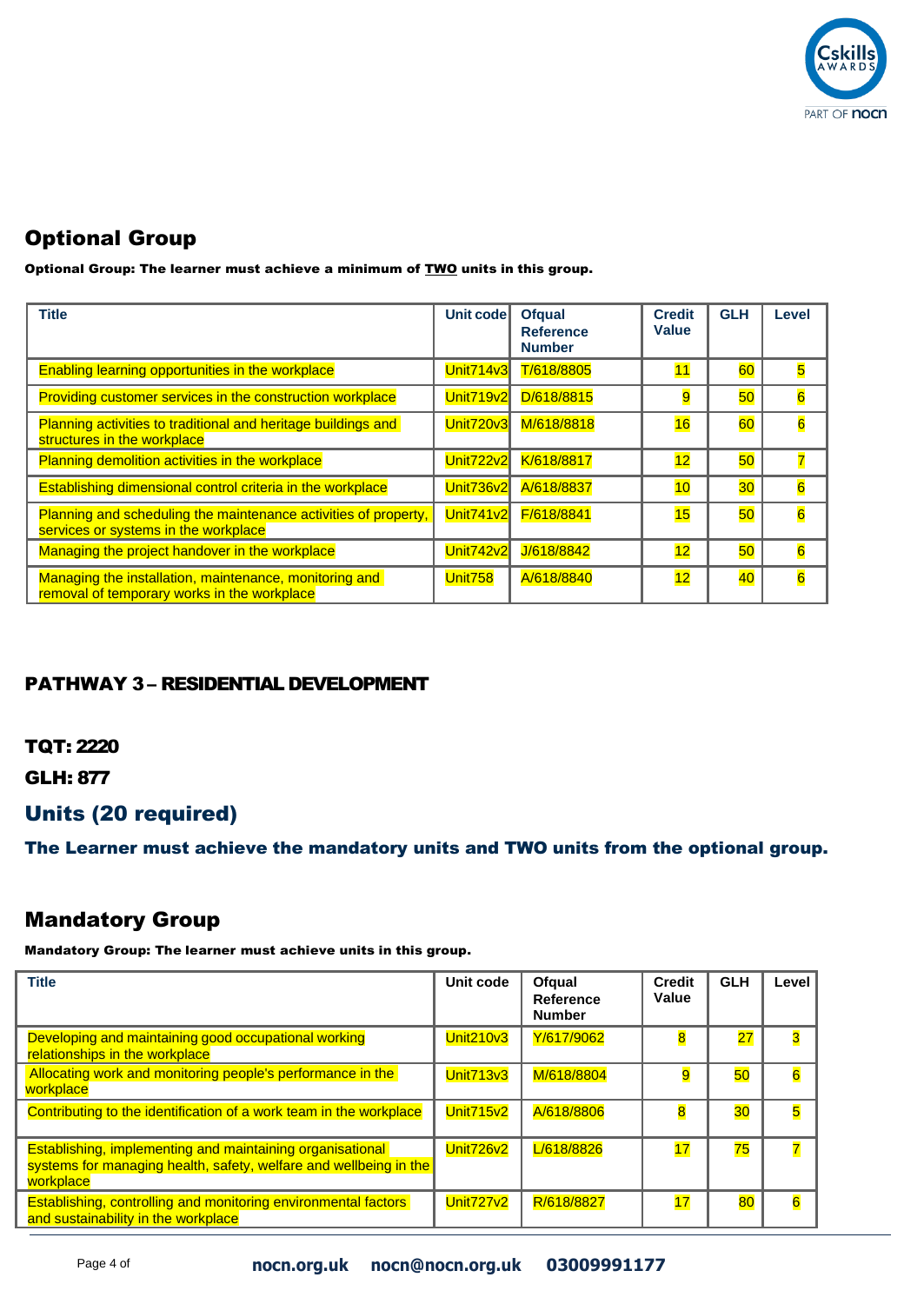## Optional Group

**Optional Group: The learner must achieve a minimum of <u>TWO</u> units in this group.**

| Title | Unit code | Ofqual Reference Number | Credit Value | GLH | Level |
|---|---|---|---|---|---|
| Enabling learning opportunities in the workplace | Unit714v3 | T/618/8805 | 11 | 60 | 5 |
| Providing customer services in the construction workplace | Unit719v2 | D/618/8815 | 9 | 50 | 6 |
| Planning activities to traditional and heritage buildings and structures in the workplace | Unit720v3 | M/618/8818 | 16 | 60 | 6 |
| Planning demolition activities in the workplace | Unit722v2 | K/618/8817 | 12 | 50 | 7 |
| Establishing dimensional control criteria in the workplace | Unit736v2 | A/618/8837 | 10 | 30 | 6 |
| Planning and scheduling the maintenance activities of property, services or systems in the workplace | Unit741v2 | F/618/8841 | 15 | 50 | 6 |
| Managing the project handover in the workplace | Unit742v2 | J/618/8842 | 12 | 50 | 6 |
| Managing the installation, maintenance, monitoring and removal of temporary works in the workplace | Unit758 | A/618/8840 | 12 | 40 | 6 |

### PATHWAY 3 – RESIDENTIAL DEVELOPMENT

**TQT: 2220**

**GLH: 877**

## Units (20 required)

**The Learner must achieve the mandatory units and TWO units from the optional group.**

## Mandatory Group

**Mandatory Group: The learner must achieve units in this group.**

| Title | Unit code | Ofqual Reference Number | Credit Value | GLH | Level |
|---|---|---|---|---|---|
| Developing and maintaining good occupational working relationships in the workplace | Unit210v3 | Y/617/9062 | 8 | 27 | 3 |
| Allocating work and monitoring people's performance in the workplace | Unit713v3 | M/618/8804 | 9 | 50 | 6 |
| Contributing to the identification of a work team in the workplace | Unit715v2 | A/618/8806 | 8 | 30 | 5 |
| Establishing, implementing and maintaining organisational systems for managing health, safety, welfare and wellbeing in the workplace | Unit726v2 | L/618/8826 | 17 | 75 | 7 |
| Establishing, controlling and monitoring environmental factors and sustainability in the workplace | Unit727v2 | R/618/8827 | 17 | 80 | 6 |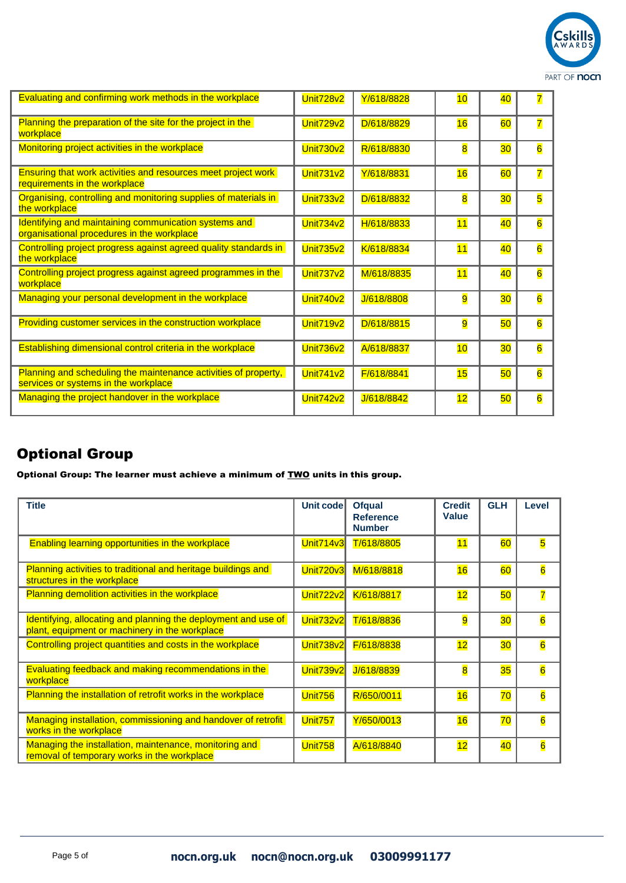| | | | | | |
|---|---|---|---|---|---|
| Evaluating and confirming work methods in the workplace | Unit728v2 | Y/618/8828 | 10 | 40 | 7 |
| Planning the preparation of the site for the project in the workplace | Unit729v2 | D/618/8829 | 16 | 60 | 7 |
| Monitoring project activities in the workplace | Unit730v2 | R/618/8830 | 8 | 30 | 6 |
| Ensuring that work activities and resources meet project work requirements in the workplace | Unit731v2 | Y/618/8831 | 16 | 60 | 7 |
| Organising, controlling and monitoring supplies of materials in the workplace | Unit733v2 | D/618/8832 | 8 | 30 | 5 |
| Identifying and maintaining communication systems and organisational procedures in the workplace | Unit734v2 | H/618/8833 | 11 | 40 | 6 |
| Controlling project progress against agreed quality standards in the workplace | Unit735v2 | K/618/8834 | 11 | 40 | 6 |
| Controlling project progress against agreed programmes in the workplace | Unit737v2 | M/618/8835 | 11 | 40 | 6 |
| Managing your personal development in the workplace | Unit740v2 | J/618/8808 | 9 | 30 | 6 |
| Providing customer services in the construction workplace | Unit719v2 | D/618/8815 | 9 | 50 | 6 |
| Establishing dimensional control criteria in the workplace | Unit736v2 | A/618/8837 | 10 | 30 | 6 |
| Planning and scheduling the maintenance activities of property, services or systems in the workplace | Unit741v2 | F/618/8841 | 15 | 50 | 6 |
| Managing the project handover in the workplace | Unit742v2 | J/618/8842 | 12 | 50 | 6 |

## Optional Group

**Optional Group: The learner must achieve a minimum of <u>TWO</u> units in this group.**

| Title | Unit code | Ofqual Reference Number | Credit Value | GLH | Level |
|---|---|---|---|---|---|
| Enabling learning opportunities in the workplace | Unit714v3 | T/618/8805 | 11 | 60 | 5 |
| Planning activities to traditional and heritage buildings and structures in the workplace | Unit720v3 | M/618/8818 | 16 | 60 | 6 |
| Planning demolition activities in the workplace | Unit722v2 | K/618/8817 | 12 | 50 | 7 |
| Identifying, allocating and planning the deployment and use of plant, equipment or machinery in the workplace | Unit732v2 | T/618/8836 | 9 | 30 | 6 |
| Controlling project quantities and costs in the workplace | Unit738v2 | F/618/8838 | 12 | 30 | 6 |
| Evaluating feedback and making recommendations in the workplace | Unit739v2 | J/618/8839 | 8 | 35 | 6 |
| Planning the installation of retrofit works in the workplace | Unit756 | R/650/0011 | 16 | 70 | 6 |
| Managing installation, commissioning and handover of retrofit works in the workplace | Unit757 | Y/650/0013 | 16 | 70 | 6 |
| Managing the installation, maintenance, monitoring and removal of temporary works in the workplace | Unit758 | A/618/8840 | 12 | 40 | 6 |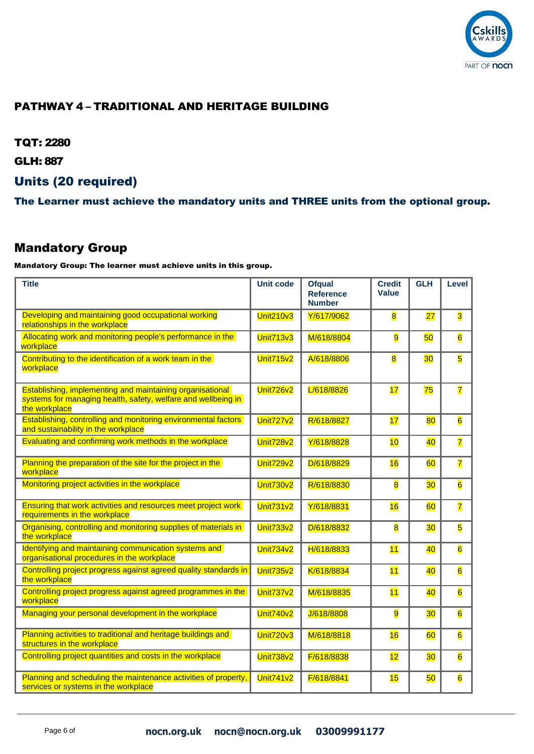## PATHWAY 4 – TRADITIONAL AND HERITAGE BUILDING

**TQT: 2280**

**GLH: 887**

## Units (20 required)

### The Learner must achieve the mandatory units and THREE units from the optional group.

## Mandatory Group

**Mandatory Group: The learner must achieve units in this group.**

| Title | Unit code | Ofqual Reference Number | Credit Value | GLH | Level |
|---|---|---|---|---|---|
| Developing and maintaining good occupational working relationships in the workplace | Unit210v3 | Y/617/9062 | 8 | 27 | 3 |
| Allocating work and monitoring people's performance in the workplace | Unit713v3 | M/618/8804 | 9 | 50 | 6 |
| Contributing to the identification of a work team in the workplace | Unit715v2 | A/618/8806 | 8 | 30 | 5 |
| Establishing, implementing and maintaining organisational systems for managing health, safety, welfare and wellbeing in the workplace | Unit726v2 | L/618/8826 | 17 | 75 | 7 |
| Establishing, controlling and monitoring environmental factors and sustainability in the workplace | Unit727v2 | R/618/8827 | 17 | 80 | 6 |
| Evaluating and confirming work methods in the workplace | Unit728v2 | Y/618/8828 | 10 | 40 | 7 |
| Planning the preparation of the site for the project in the workplace | Unit729v2 | D/618/8829 | 16 | 60 | 7 |
| Monitoring project activities in the workplace | Unit730v2 | R/618/8830 | 8 | 30 | 6 |
| Ensuring that work activities and resources meet project work requirements in the workplace | Unit731v2 | Y/618/8831 | 16 | 60 | 7 |
| Organising, controlling and monitoring supplies of materials in the workplace | Unit733v2 | D/618/8832 | 8 | 30 | 5 |
| Identifying and maintaining communication systems and organisational procedures in the workplace | Unit734v2 | H/618/8833 | 11 | 40 | 6 |
| Controlling project progress against agreed quality standards in the workplace | Unit735v2 | K/618/8834 | 11 | 40 | 6 |
| Controlling project progress against agreed programmes in the workplace | Unit737v2 | M/618/8835 | 11 | 40 | 6 |
| Managing your personal development in the workplace | Unit740v2 | J/618/8808 | 9 | 30 | 6 |
| Planning activities to traditional and heritage buildings and structures in the workplace | Unit720v3 | M/618/8818 | 16 | 60 | 6 |
| Controlling project quantities and costs in the workplace | Unit738v2 | F/618/8838 | 12 | 30 | 6 |
| Planning and scheduling the maintenance activities of property, services or systems in the workplace | Unit741v2 | F/618/8841 | 15 | 50 | 6 |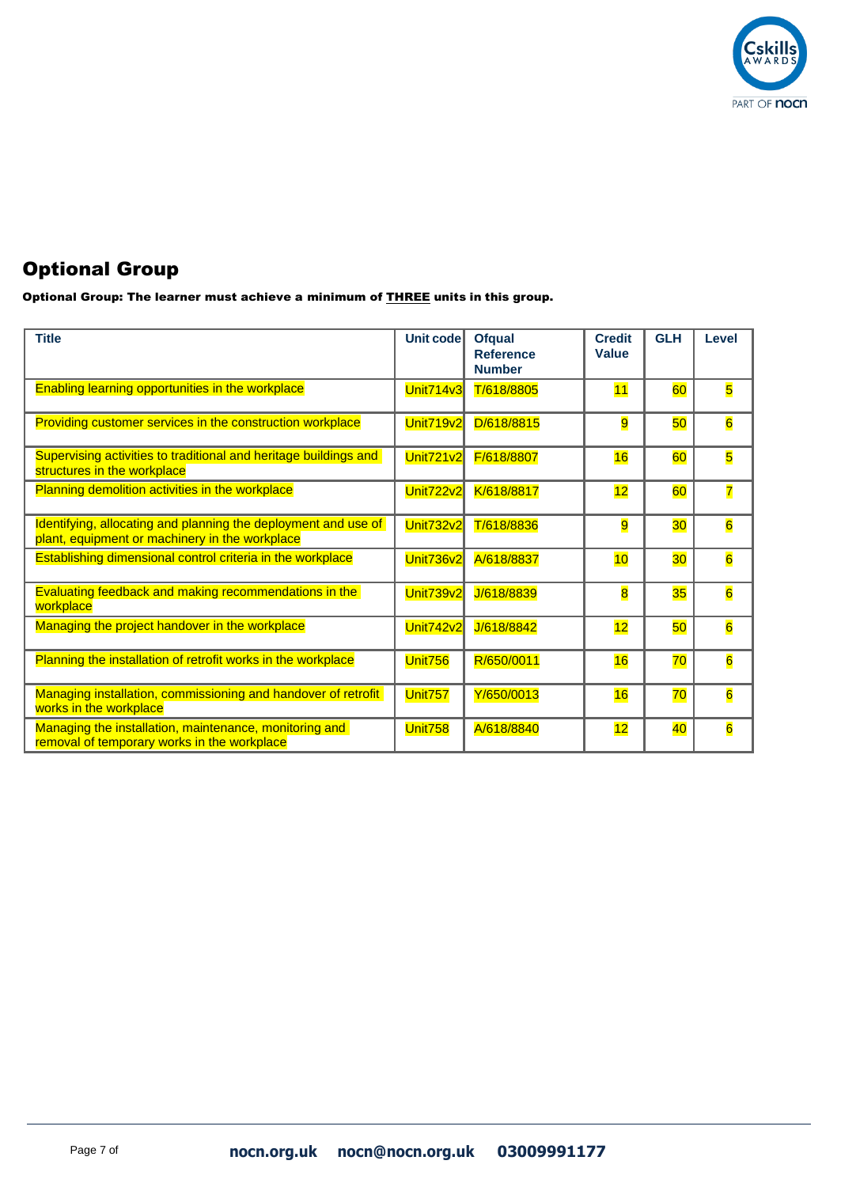## Optional Group

**Optional Group: The learner must achieve a minimum of THREE units in this group.**

| Title | Unit code | Ofqual Reference Number | Credit Value | GLH | Level |
|---|---|---|---|---|---|
| Enabling learning opportunities in the workplace | Unit714v3 | T/618/8805 | 11 | 60 | 5 |
| Providing customer services in the construction workplace | Unit719v2 | D/618/8815 | 9 | 50 | 6 |
| Supervising activities to traditional and heritage buildings and structures in the workplace | Unit721v2 | F/618/8807 | 16 | 60 | 5 |
| Planning demolition activities in the workplace | Unit722v2 | K/618/8817 | 12 | 60 | 7 |
| Identifying, allocating and planning the deployment and use of plant, equipment or machinery in the workplace | Unit732v2 | T/618/8836 | 9 | 30 | 6 |
| Establishing dimensional control criteria in the workplace | Unit736v2 | A/618/8837 | 10 | 30 | 6 |
| Evaluating feedback and making recommendations in the workplace | Unit739v2 | J/618/8839 | 8 | 35 | 6 |
| Managing the project handover in the workplace | Unit742v2 | J/618/8842 | 12 | 50 | 6 |
| Planning the installation of retrofit works in the workplace | Unit756 | R/650/0011 | 16 | 70 | 6 |
| Managing installation, commissioning and handover of retrofit works in the workplace | Unit757 | Y/650/0013 | 16 | 70 | 6 |
| Managing the installation, maintenance, monitoring and removal of temporary works in the workplace | Unit758 | A/618/8840 | 12 | 40 | 6 |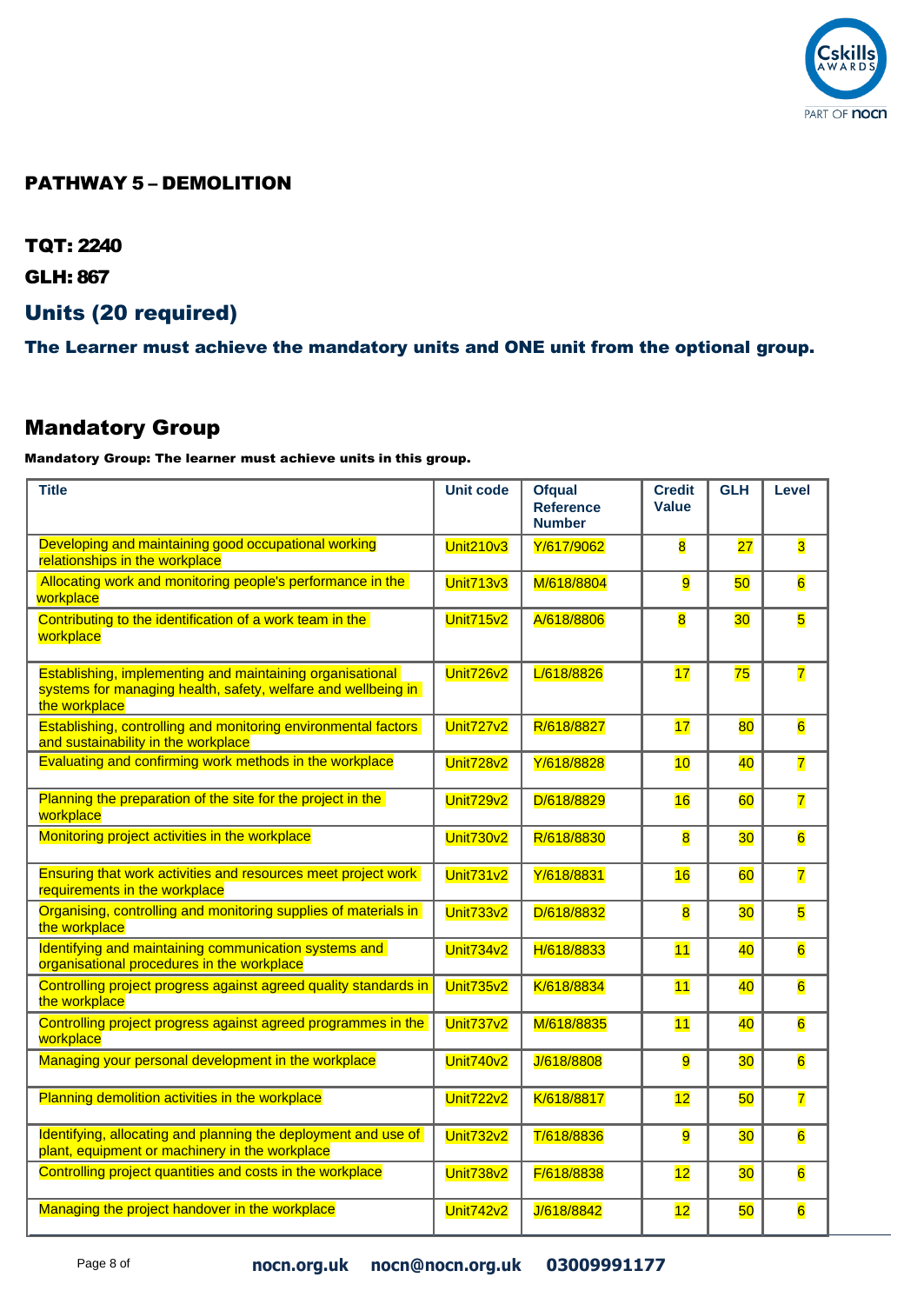## PATHWAY 5 – DEMOLITION

**TQT: 2240**

**GLH: 867**

## Units (20 required)

### The Learner must achieve the mandatory units and ONE unit from the optional group.

## Mandatory Group

**Mandatory Group: The learner must achieve units in this group.**

| Title | Unit code | Ofqual Reference Number | Credit Value | GLH | Level |
|---|---|---|---|---|---|
| Developing and maintaining good occupational working relationships in the workplace | Unit210v3 | Y/617/9062 | 8 | 27 | 3 |
| Allocating work and monitoring people's performance in the workplace | Unit713v3 | M/618/8804 | 9 | 50 | 6 |
| Contributing to the identification of a work team in the workplace | Unit715v2 | A/618/8806 | 8 | 30 | 5 |
| Establishing, implementing and maintaining organisational systems for managing health, safety, welfare and wellbeing in the workplace | Unit726v2 | L/618/8826 | 17 | 75 | 7 |
| Establishing, controlling and monitoring environmental factors and sustainability in the workplace | Unit727v2 | R/618/8827 | 17 | 80 | 6 |
| Evaluating and confirming work methods in the workplace | Unit728v2 | Y/618/8828 | 10 | 40 | 7 |
| Planning the preparation of the site for the project in the workplace | Unit729v2 | D/618/8829 | 16 | 60 | 7 |
| Monitoring project activities in the workplace | Unit730v2 | R/618/8830 | 8 | 30 | 6 |
| Ensuring that work activities and resources meet project work requirements in the workplace | Unit731v2 | Y/618/8831 | 16 | 60 | 7 |
| Organising, controlling and monitoring supplies of materials in the workplace | Unit733v2 | D/618/8832 | 8 | 30 | 5 |
| Identifying and maintaining communication systems and organisational procedures in the workplace | Unit734v2 | H/618/8833 | 11 | 40 | 6 |
| Controlling project progress against agreed quality standards in the workplace | Unit735v2 | K/618/8834 | 11 | 40 | 6 |
| Controlling project progress against agreed programmes in the workplace | Unit737v2 | M/618/8835 | 11 | 40 | 6 |
| Managing your personal development in the workplace | Unit740v2 | J/618/8808 | 9 | 30 | 6 |
| Planning demolition activities in the workplace | Unit722v2 | K/618/8817 | 12 | 50 | 7 |
| Identifying, allocating and planning the deployment and use of plant, equipment or machinery in the workplace | Unit732v2 | T/618/8836 | 9 | 30 | 6 |
| Controlling project quantities and costs in the workplace | Unit738v2 | F/618/8838 | 12 | 30 | 6 |
| Managing the project handover in the workplace | Unit742v2 | J/618/8842 | 12 | 50 | 6 |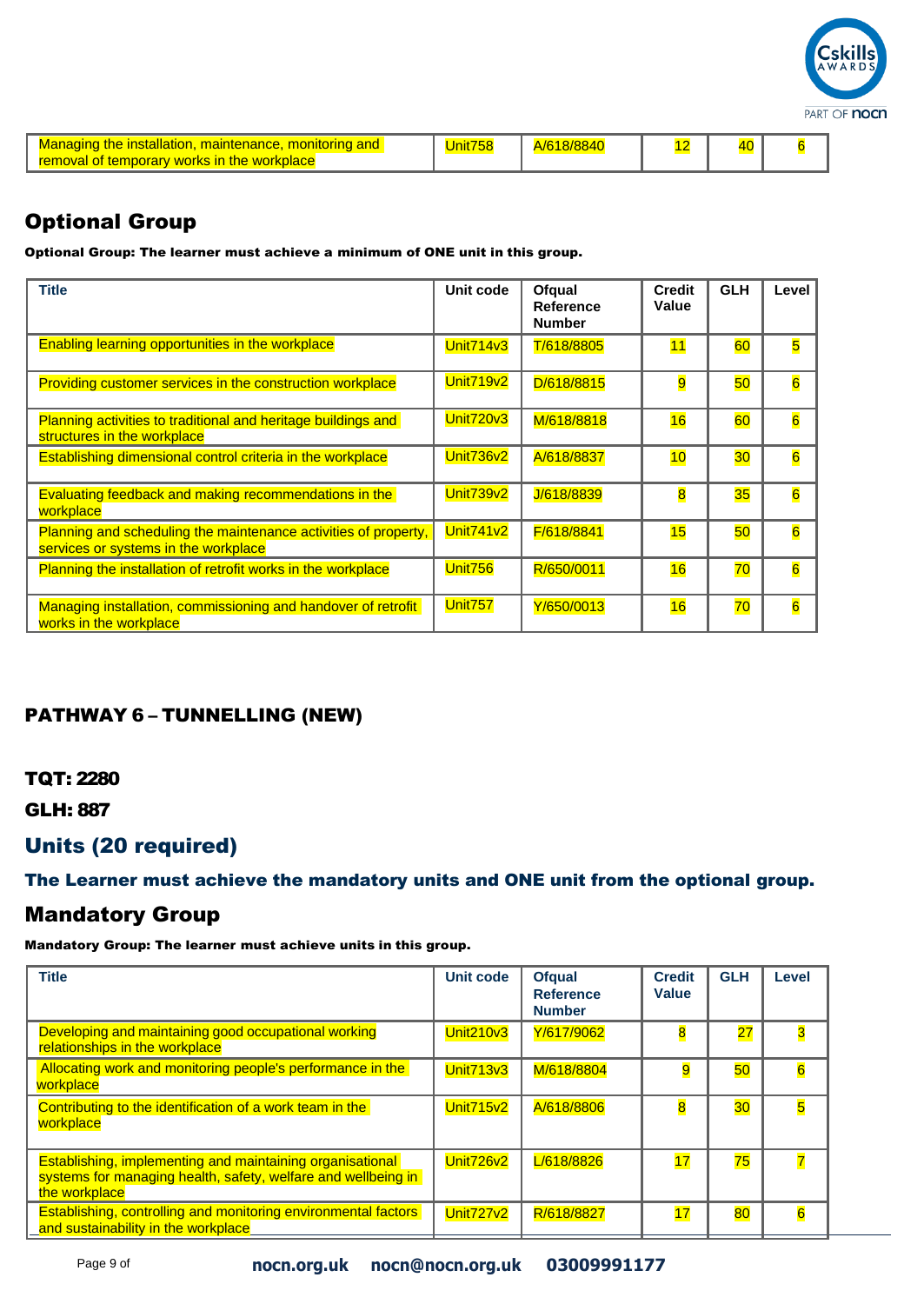| Managing the installation, maintenance, monitoring and removal of temporary works in the workplace | Unit758 | A/618/8840 | 12 | 40 | 6 |
|---|---|---|---|---|---|

## Optional Group

**Optional Group: The learner must achieve a minimum of ONE unit in this group.**

| Title | Unit code | Ofqual Reference Number | Credit Value | GLH | Level |
|---|---|---|---|---|---|
| Enabling learning opportunities in the workplace | Unit714v3 | T/618/8805 | 11 | 60 | 5 |
| Providing customer services in the construction workplace | Unit719v2 | D/618/8815 | 9 | 50 | 6 |
| Planning activities to traditional and heritage buildings and structures in the workplace | Unit720v3 | M/618/8818 | 16 | 60 | 6 |
| Establishing dimensional control criteria in the workplace | Unit736v2 | A/618/8837 | 10 | 30 | 6 |
| Evaluating feedback and making recommendations in the workplace | Unit739v2 | J/618/8839 | 8 | 35 | 6 |
| Planning and scheduling the maintenance activities of property, services or systems in the workplace | Unit741v2 | F/618/8841 | 15 | 50 | 6 |
| Planning the installation of retrofit works in the workplace | Unit756 | R/650/0011 | 16 | 70 | 6 |
| Managing installation, commissioning and handover of retrofit works in the workplace | Unit757 | Y/650/0013 | 16 | 70 | 6 |

## PATHWAY 6 – TUNNELLING (NEW)

**TQT: 2280**

**GLH: 887**

## Units (20 required)

**The Learner must achieve the mandatory units and ONE unit from the optional group.**

## Mandatory Group

**Mandatory Group: The learner must achieve units in this group.**

| Title | Unit code | Ofqual Reference Number | Credit Value | GLH | Level |
|---|---|---|---|---|---|
| Developing and maintaining good occupational working relationships in the workplace | Unit210v3 | Y/617/9062 | 8 | 27 | 3 |
| Allocating work and monitoring people's performance in the workplace | Unit713v3 | M/618/8804 | 9 | 50 | 6 |
| Contributing to the identification of a work team in the workplace | Unit715v2 | A/618/8806 | 8 | 30 | 5 |
| Establishing, implementing and maintaining organisational systems for managing health, safety, welfare and wellbeing in the workplace | Unit726v2 | L/618/8826 | 17 | 75 | 7 |
| Establishing, controlling and monitoring environmental factors and sustainability in the workplace | Unit727v2 | R/618/8827 | 17 | 80 | 6 |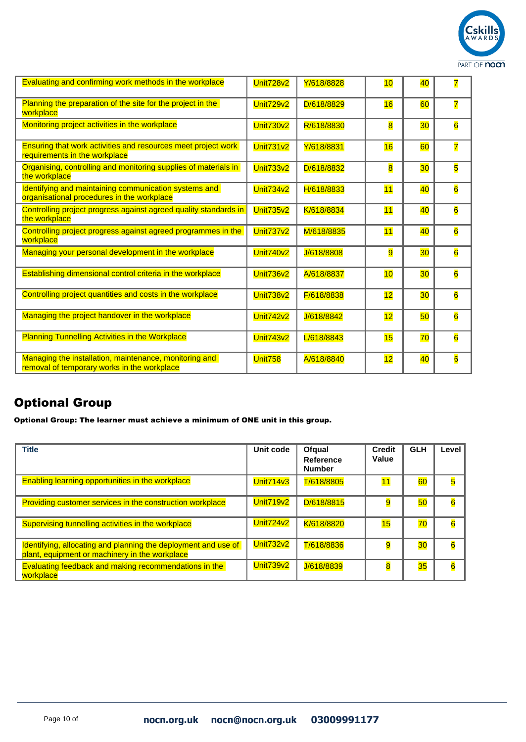| | | | | | |
|---|---|---|---|---|---|
| Evaluating and confirming work methods in the workplace | Unit728v2 | Y/618/8828 | 10 | 40 | 7 |
| Planning the preparation of the site for the project in the workplace | Unit729v2 | D/618/8829 | 16 | 60 | 7 |
| Monitoring project activities in the workplace | Unit730v2 | R/618/8830 | 8 | 30 | 6 |
| Ensuring that work activities and resources meet project work requirements in the workplace | Unit731v2 | Y/618/8831 | 16 | 60 | 7 |
| Organising, controlling and monitoring supplies of materials in the workplace | Unit733v2 | D/618/8832 | 8 | 30 | 5 |
| Identifying and maintaining communication systems and organisational procedures in the workplace | Unit734v2 | H/618/8833 | 11 | 40 | 6 |
| Controlling project progress against agreed quality standards in the workplace | Unit735v2 | K/618/8834 | 11 | 40 | 6 |
| Controlling project progress against agreed programmes in the workplace | Unit737v2 | M/618/8835 | 11 | 40 | 6 |
| Managing your personal development in the workplace | Unit740v2 | J/618/8808 | 9 | 30 | 6 |
| Establishing dimensional control criteria in the workplace | Unit736v2 | A/618/8837 | 10 | 30 | 6 |
| Controlling project quantities and costs in the workplace | Unit738v2 | F/618/8838 | 12 | 30 | 6 |
| Managing the project handover in the workplace | Unit742v2 | J/618/8842 | 12 | 50 | 6 |
| Planning Tunnelling Activities in the Workplace | Unit743v2 | L/618/8843 | 15 | 70 | 6 |
| Managing the installation, maintenance, monitoring and removal of temporary works in the workplace | Unit758 | A/618/8840 | 12 | 40 | 6 |

## Optional Group

**Optional Group: The learner must achieve a minimum of ONE unit in this group.**

| Title | Unit code | Ofqual Reference Number | Credit Value | GLH | Level |
|---|---|---|---|---|---|
| Enabling learning opportunities in the workplace | Unit714v3 | T/618/8805 | 11 | 60 | 5 |
| Providing customer services in the construction workplace | Unit719v2 | D/618/8815 | 9 | 50 | 6 |
| Supervising tunnelling activities in the workplace | Unit724v2 | K/618/8820 | 15 | 70 | 6 |
| Identifying, allocating and planning the deployment and use of plant, equipment or machinery in the workplace | Unit732v2 | T/618/8836 | 9 | 30 | 6 |
| Evaluating feedback and making recommendations in the workplace | Unit739v2 | J/618/8839 | 8 | 35 | 6 |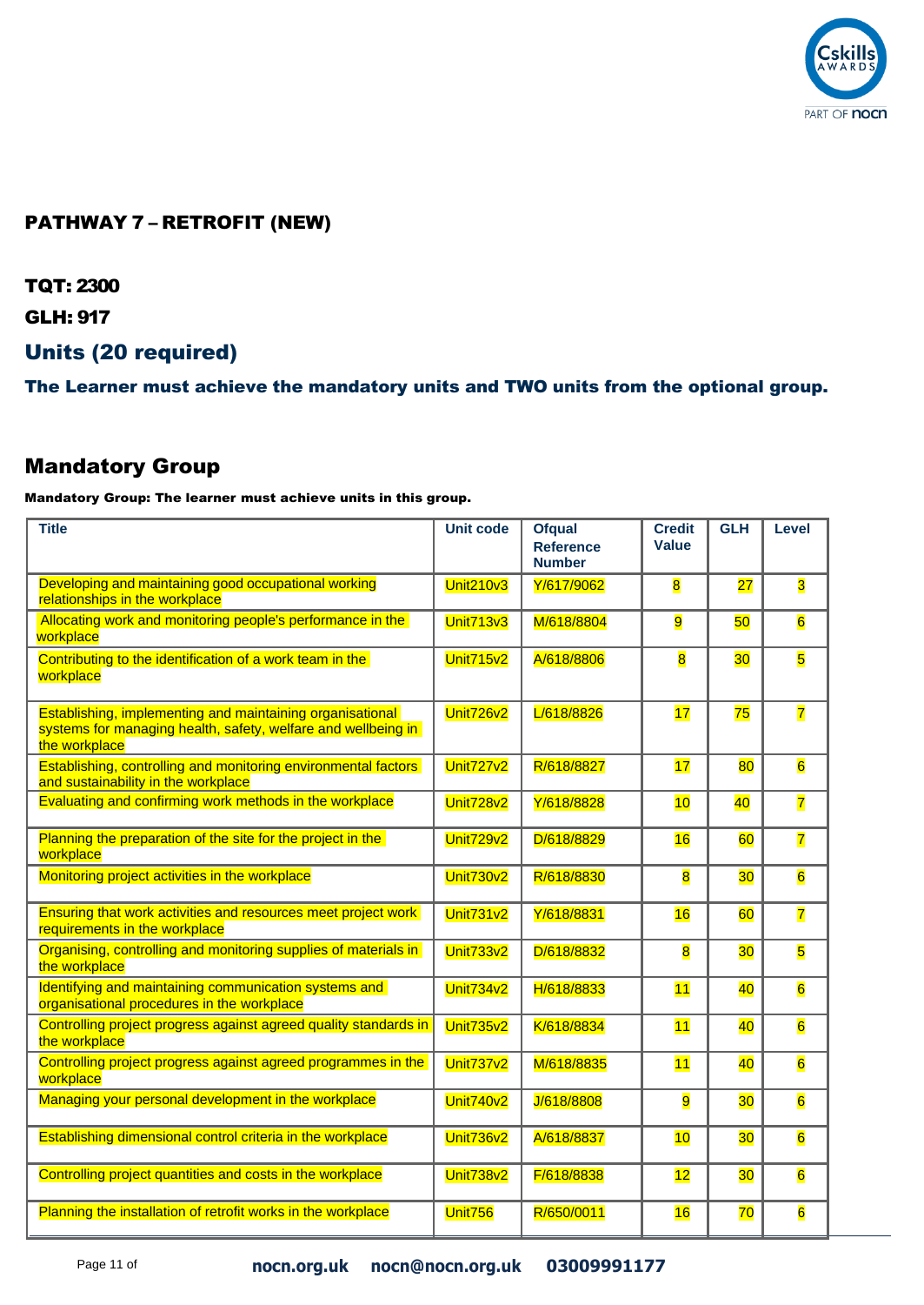## PATHWAY 7 – RETROFIT (NEW)

**TQT: 2300**

**GLH: 917**

## Units (20 required)

### The Learner must achieve the mandatory units and TWO units from the optional group.

## Mandatory Group

**Mandatory Group: The learner must achieve units in this group.**

| Title | Unit code | Ofqual Reference Number | Credit Value | GLH | Level |
|---|---|---|---|---|---|
| Developing and maintaining good occupational working relationships in the workplace | Unit210v3 | Y/617/9062 | 8 | 27 | 3 |
| Allocating work and monitoring people's performance in the workplace | Unit713v3 | M/618/8804 | 9 | 50 | 6 |
| Contributing to the identification of a work team in the workplace | Unit715v2 | A/618/8806 | 8 | 30 | 5 |
| Establishing, implementing and maintaining organisational systems for managing health, safety, welfare and wellbeing in the workplace | Unit726v2 | L/618/8826 | 17 | 75 | 7 |
| Establishing, controlling and monitoring environmental factors and sustainability in the workplace | Unit727v2 | R/618/8827 | 17 | 80 | 6 |
| Evaluating and confirming work methods in the workplace | Unit728v2 | Y/618/8828 | 10 | 40 | 7 |
| Planning the preparation of the site for the project in the workplace | Unit729v2 | D/618/8829 | 16 | 60 | 7 |
| Monitoring project activities in the workplace | Unit730v2 | R/618/8830 | 8 | 30 | 6 |
| Ensuring that work activities and resources meet project work requirements in the workplace | Unit731v2 | Y/618/8831 | 16 | 60 | 7 |
| Organising, controlling and monitoring supplies of materials in the workplace | Unit733v2 | D/618/8832 | 8 | 30 | 5 |
| Identifying and maintaining communication systems and organisational procedures in the workplace | Unit734v2 | H/618/8833 | 11 | 40 | 6 |
| Controlling project progress against agreed quality standards in the workplace | Unit735v2 | K/618/8834 | 11 | 40 | 6 |
| Controlling project progress against agreed programmes in the workplace | Unit737v2 | M/618/8835 | 11 | 40 | 6 |
| Managing your personal development in the workplace | Unit740v2 | J/618/8808 | 9 | 30 | 6 |
| Establishing dimensional control criteria in the workplace | Unit736v2 | A/618/8837 | 10 | 30 | 6 |
| Controlling project quantities and costs in the workplace | Unit738v2 | F/618/8838 | 12 | 30 | 6 |
| Planning the installation of retrofit works in the workplace | Unit756 | R/650/0011 | 16 | 70 | 6 |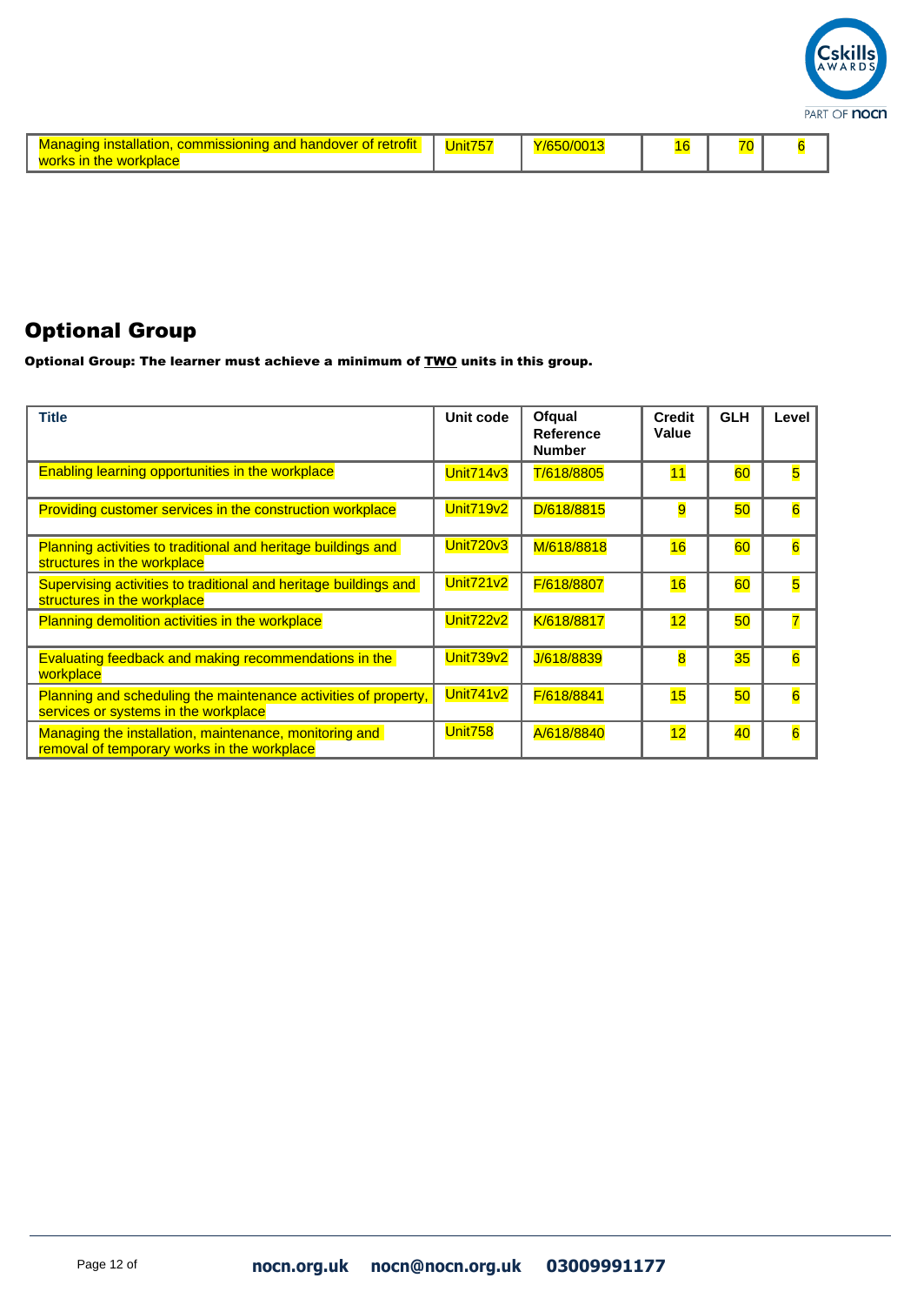| | | | | | |
|---|---|---|---|---|---|
| Managing installation, commissioning and handover of retrofit works in the workplace | Unit757 | Y/650/0013 | 16 | 70 | 6 |

## Optional Group

**Optional Group: The learner must achieve a minimum of TWO units in this group.**

| Title | Unit code | Ofqual Reference Number | Credit Value | GLH | Level |
|---|---|---|---|---|---|
| Enabling learning opportunities in the workplace | Unit714v3 | T/618/8805 | 11 | 60 | 5 |
| Providing customer services in the construction workplace | Unit719v2 | D/618/8815 | 9 | 50 | 6 |
| Planning activities to traditional and heritage buildings and structures in the workplace | Unit720v3 | M/618/8818 | 16 | 60 | 6 |
| Supervising activities to traditional and heritage buildings and structures in the workplace | Unit721v2 | F/618/8807 | 16 | 60 | 5 |
| Planning demolition activities in the workplace | Unit722v2 | K/618/8817 | 12 | 50 | 7 |
| Evaluating feedback and making recommendations in the workplace | Unit739v2 | J/618/8839 | 8 | 35 | 6 |
| Planning and scheduling the maintenance activities of property, services or systems in the workplace | Unit741v2 | F/618/8841 | 15 | 50 | 6 |
| Managing the installation, maintenance, monitoring and removal of temporary works in the workplace | Unit758 | A/618/8840 | 12 | 40 | 6 |